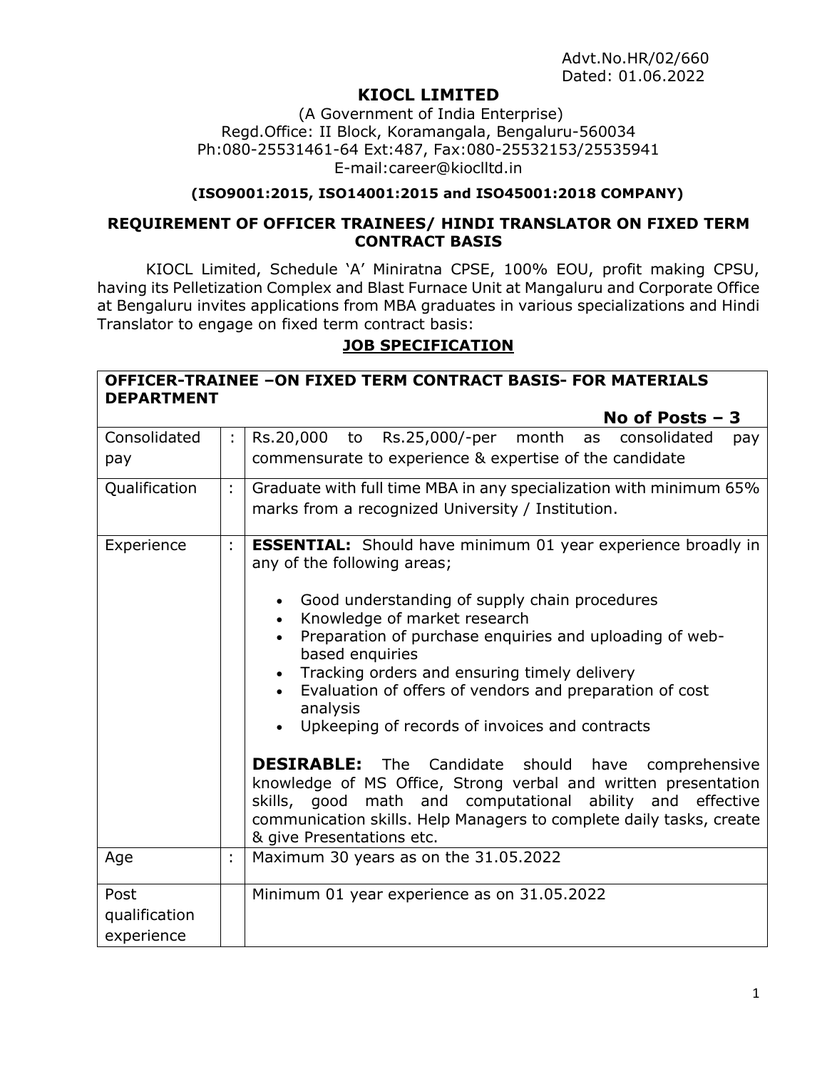Advt.No.HR/02/660
Dated: 01.06.2022

# KIOCL LIMITED

(A Government of India Enterprise)
Regd.Office: II Block, Koramangala, Bengaluru-560034
Ph:080-25531461-64 Ext:487, Fax:080-25532153/25535941
E-mail:career@kioclltd.in

**(ISO9001:2015, ISO14001:2015 and ISO45001:2018 COMPANY)**

## REQUIREMENT OF OFFICER TRAINEES/ HINDI TRANSLATOR ON FIXED TERM CONTRACT BASIS

KIOCL Limited, Schedule 'A' Miniratna CPSE, 100% EOU, profit making CPSU, having its Pelletization Complex and Blast Furnace Unit at Mangaluru and Corporate Office at Bengaluru invites applications from MBA graduates in various specializations and Hindi Translator to engage on fixed term contract basis:

## JOB SPECIFICATION

| **OFFICER-TRAINEE –ON FIXED TERM CONTRACT BASIS- FOR MATERIALS DEPARTMENT** | | **No of Posts – 3** |
|---|---|---|
| Consolidated pay | : | Rs.20,000 to Rs.25,000/-per month as consolidated pay commensurate to experience & expertise of the candidate |
| Qualification | : | Graduate with full time MBA in any specialization with minimum 65% marks from a recognized University / Institution. |
| Experience | : | **ESSENTIAL:** Should have minimum 01 year experience broadly in any of the following areas;<br>• Good understanding of supply chain procedures<br>• Knowledge of market research<br>• Preparation of purchase enquiries and uploading of web-based enquiries<br>• Tracking orders and ensuring timely delivery<br>• Evaluation of offers of vendors and preparation of cost analysis<br>• Upkeeping of records of invoices and contracts<br><br>**DESIRABLE:** The Candidate should have comprehensive knowledge of MS Office, Strong verbal and written presentation skills, good math and computational ability and effective communication skills. Help Managers to complete daily tasks, create & give Presentations etc. |
| Age | : | Maximum 30 years as on the 31.05.2022 |
| Post qualification experience | | Minimum 01 year experience as on 31.05.2022 |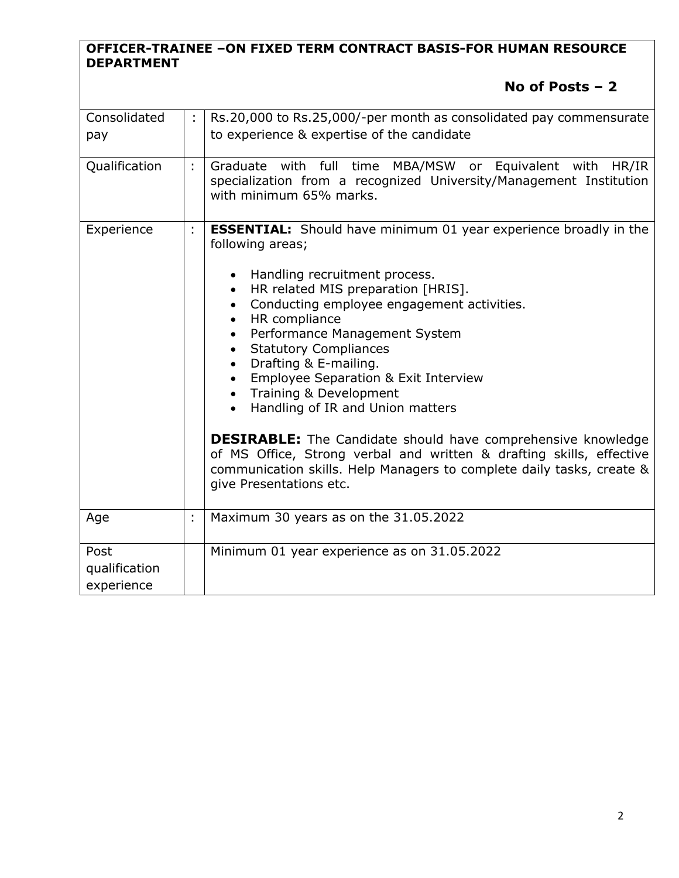**OFFICER-TRAINEE –ON FIXED TERM CONTRACT BASIS-FOR HUMAN RESOURCE DEPARTMENT**

**No of Posts – 2**

| | | |
|---|---|---|
| Consolidated pay | : | Rs.20,000 to Rs.25,000/-per month as consolidated pay commensurate to experience & expertise of the candidate |
| Qualification | : | Graduate with full time MBA/MSW or Equivalent with HR/IR specialization from a recognized University/Management Institution with minimum 65% marks. |
| Experience | : | **ESSENTIAL:** Should have minimum 01 year experience broadly in the following areas;<br>• Handling recruitment process.<br>• HR related MIS preparation [HRIS].<br>• Conducting employee engagement activities.<br>• HR compliance<br>• Performance Management System<br>• Statutory Compliances<br>• Drafting & E-mailing.<br>• Employee Separation & Exit Interview<br>• Training & Development<br>• Handling of IR and Union matters<br><br>**DESIRABLE:** The Candidate should have comprehensive knowledge of MS Office, Strong verbal and written & drafting skills, effective communication skills. Help Managers to complete daily tasks, create & give Presentations etc. |
| Age | : | Maximum 30 years as on the 31.05.2022 |
| Post qualification experience | | Minimum 01 year experience as on 31.05.2022 |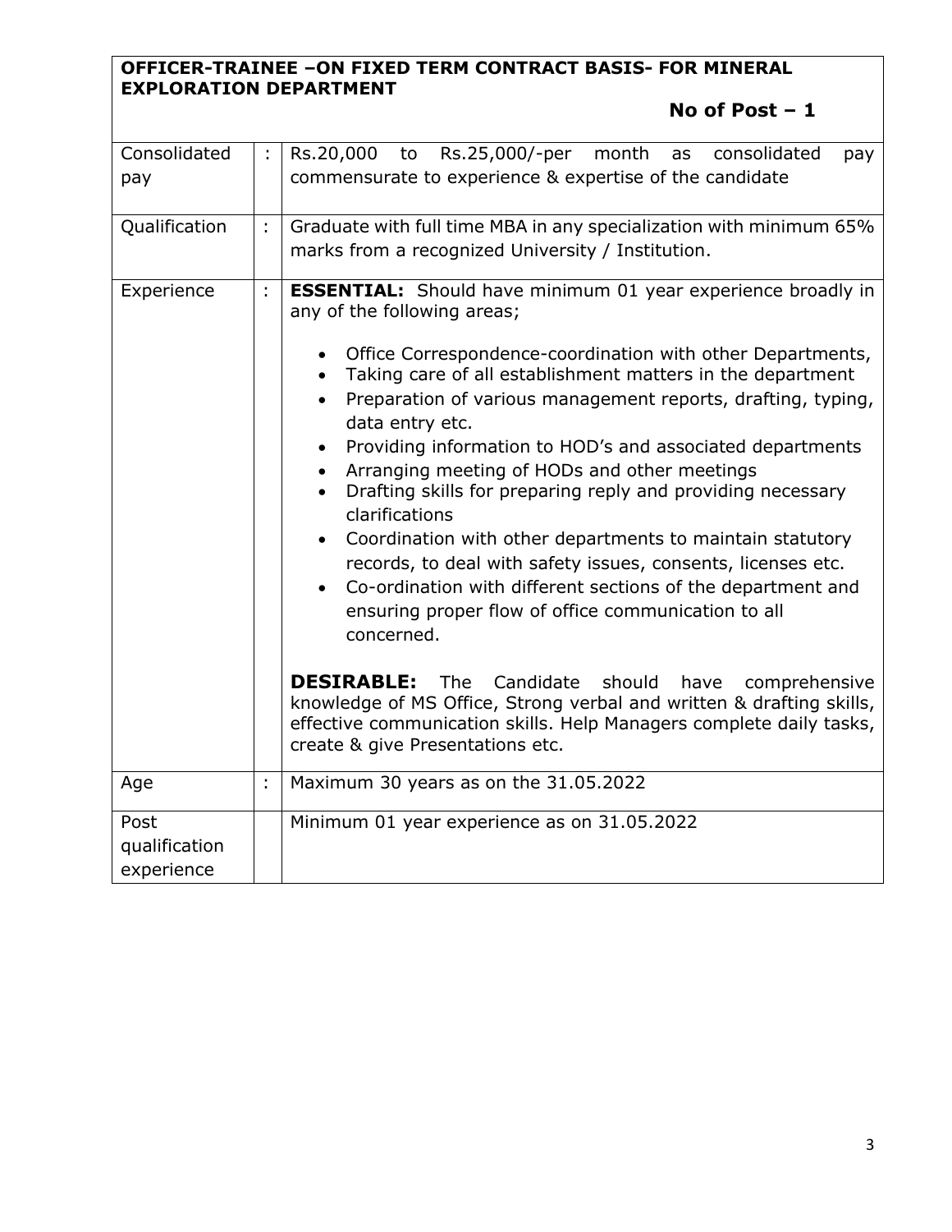**OFFICER-TRAINEE –ON FIXED TERM CONTRACT BASIS- FOR MINERAL EXPLORATION DEPARTMENT**

**No of Post – 1**

| | | |
|---|---|---|
| Consolidated pay | : | Rs.20,000 to Rs.25,000/-per month as consolidated pay commensurate to experience & expertise of the candidate |
| Qualification | : | Graduate with full time MBA in any specialization with minimum 65% marks from a recognized University / Institution. |
| Experience | : | **ESSENTIAL:** Should have minimum 01 year experience broadly in any of the following areas;<br><br>• Office Correspondence-coordination with other Departments,<br>• Taking care of all establishment matters in the department<br>• Preparation of various management reports, drafting, typing, data entry etc.<br>• Providing information to HOD's and associated departments<br>• Arranging meeting of HODs and other meetings<br>• Drafting skills for preparing reply and providing necessary clarifications<br>• Coordination with other departments to maintain statutory records, to deal with safety issues, consents, licenses etc.<br>• Co-ordination with different sections of the department and ensuring proper flow of office communication to all concerned.<br><br>**DESIRABLE:** The Candidate should have comprehensive knowledge of MS Office, Strong verbal and written & drafting skills, effective communication skills. Help Managers complete daily tasks, create & give Presentations etc. |
| Age | : | Maximum 30 years as on the 31.05.2022 |
| Post qualification experience | | Minimum 01 year experience as on 31.05.2022 |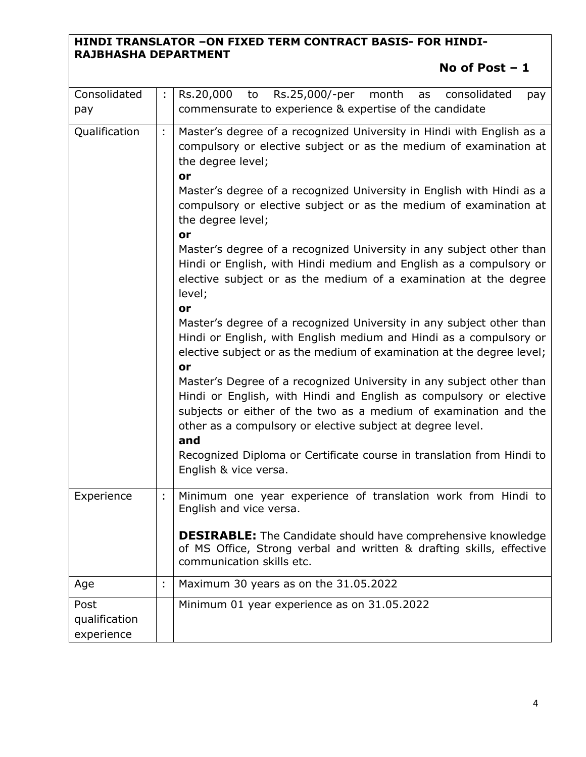**HINDI TRANSLATOR –ON FIXED TERM CONTRACT BASIS- FOR HINDI-RAJBHASHA DEPARTMENT**

**No of Post – 1**

| | | |
|---|---|---|
| Consolidated pay | : | Rs.20,000 to Rs.25,000/-per month as consolidated pay commensurate to experience & expertise of the candidate |
| Qualification | : | Master's degree of a recognized University in Hindi with English as a compulsory or elective subject or as the medium of examination at the degree level;<br>**or**<br>Master's degree of a recognized University in English with Hindi as a compulsory or elective subject or as the medium of examination at the degree level;<br>**or**<br>Master's degree of a recognized University in any subject other than Hindi or English, with Hindi medium and English as a compulsory or elective subject or as the medium of a examination at the degree level;<br>**or**<br>Master's degree of a recognized University in any subject other than Hindi or English, with English medium and Hindi as a compulsory or elective subject or as the medium of examination at the degree level;<br>**or**<br>Master's Degree of a recognized University in any subject other than Hindi or English, with Hindi and English as compulsory or elective subjects or either of the two as a medium of examination and the other as a compulsory or elective subject at degree level.<br>**and**<br>Recognized Diploma or Certificate course in translation from Hindi to English & vice versa. |
| Experience | : | Minimum one year experience of translation work from Hindi to English and vice versa.<br><br>**DESIRABLE:** The Candidate should have comprehensive knowledge of MS Office, Strong verbal and written & drafting skills, effective communication skills etc. |
| Age | : | Maximum 30 years as on the 31.05.2022 |
| Post qualification experience | | Minimum 01 year experience as on 31.05.2022 |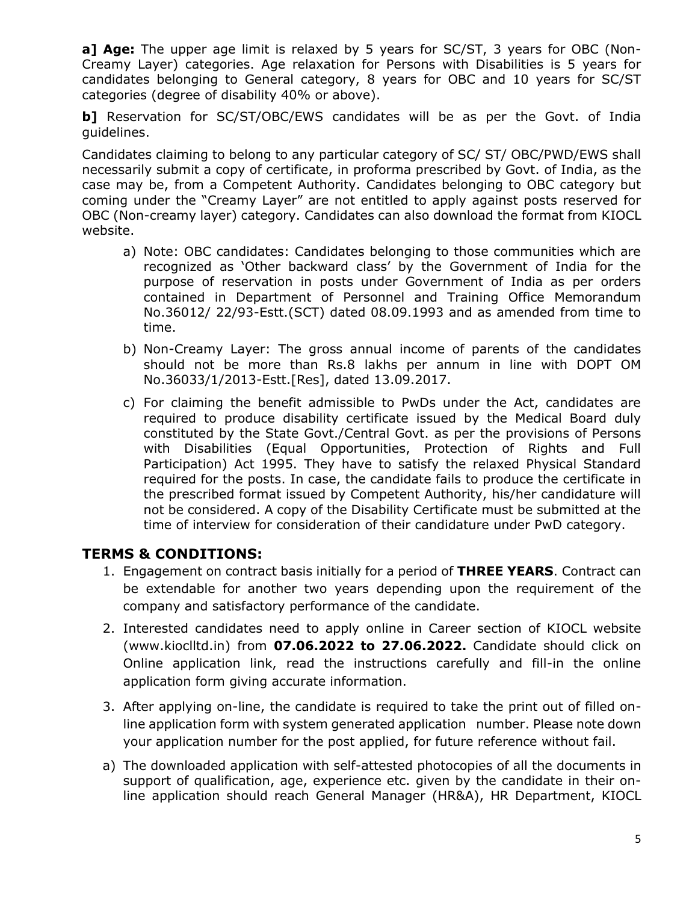**a] Age:** The upper age limit is relaxed by 5 years for SC/ST, 3 years for OBC (Non-Creamy Layer) categories. Age relaxation for Persons with Disabilities is 5 years for candidates belonging to General category, 8 years for OBC and 10 years for SC/ST categories (degree of disability 40% or above).

**b]** Reservation for SC/ST/OBC/EWS candidates will be as per the Govt. of India guidelines.

Candidates claiming to belong to any particular category of SC/ ST/ OBC/PWD/EWS shall necessarily submit a copy of certificate, in proforma prescribed by Govt. of India, as the case may be, from a Competent Authority. Candidates belonging to OBC category but coming under the "Creamy Layer" are not entitled to apply against posts reserved for OBC (Non-creamy layer) category. Candidates can also download the format from KIOCL website.

a) Note: OBC candidates: Candidates belonging to those communities which are recognized as 'Other backward class' by the Government of India for the purpose of reservation in posts under Government of India as per orders contained in Department of Personnel and Training Office Memorandum No.36012/ 22/93-Estt.(SCT) dated 08.09.1993 and as amended from time to time.

b) Non-Creamy Layer: The gross annual income of parents of the candidates should not be more than Rs.8 lakhs per annum in line with DOPT OM No.36033/1/2013-Estt.[Res], dated 13.09.2017.

c) For claiming the benefit admissible to PwDs under the Act, candidates are required to produce disability certificate issued by the Medical Board duly constituted by the State Govt./Central Govt. as per the provisions of Persons with Disabilities (Equal Opportunities, Protection of Rights and Full Participation) Act 1995. They have to satisfy the relaxed Physical Standard required for the posts. In case, the candidate fails to produce the certificate in the prescribed format issued by Competent Authority, his/her candidature will not be considered. A copy of the Disability Certificate must be submitted at the time of interview for consideration of their candidature under PwD category.

## TERMS & CONDITIONS:

1. Engagement on contract basis initially for a period of **THREE YEARS**. Contract can be extendable for another two years depending upon the requirement of the company and satisfactory performance of the candidate.
2. Interested candidates need to apply online in Career section of KIOCL website (www.kioclltd.in) from **07.06.2022 to 27.06.2022.** Candidate should click on Online application link, read the instructions carefully and fill-in the online application form giving accurate information.
3. After applying on-line, the candidate is required to take the print out of filled on-line application form with system generated application number. Please note down your application number for the post applied, for future reference without fail.

a) The downloaded application with self-attested photocopies of all the documents in support of qualification, age, experience etc. given by the candidate in their on-line application should reach General Manager (HR&A), HR Department, KIOCL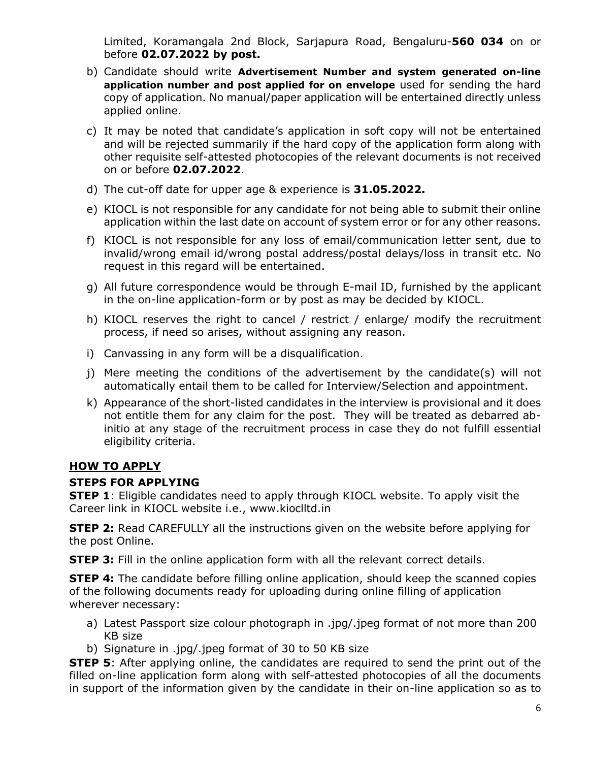Limited, Koramangala 2nd Block, Sarjapura Road, Bengaluru-**560 034** on or before **02.07.2022 by post.**

b) Candidate should write **Advertisement Number and system generated on-line application number and post applied for on envelope** used for sending the hard copy of application. No manual/paper application will be entertained directly unless applied online.

c) It may be noted that candidate's application in soft copy will not be entertained and will be rejected summarily if the hard copy of the application form along with other requisite self-attested photocopies of the relevant documents is not received on or before **02.07.2022**.

d) The cut-off date for upper age & experience is **31.05.2022.**

e) KIOCL is not responsible for any candidate for not being able to submit their online application within the last date on account of system error or for any other reasons.

f) KIOCL is not responsible for any loss of email/communication letter sent, due to invalid/wrong email id/wrong postal address/postal delays/loss in transit etc. No request in this regard will be entertained.

g) All future correspondence would be through E-mail ID, furnished by the applicant in the on-line application-form or by post as may be decided by KIOCL.

h) KIOCL reserves the right to cancel / restrict / enlarge/ modify the recruitment process, if need so arises, without assigning any reason.

i) Canvassing in any form will be a disqualification.

j) Mere meeting the conditions of the advertisement by the candidate(s) will not automatically entail them to be called for Interview/Selection and appointment.

k) Appearance of the short-listed candidates in the interview is provisional and it does not entitle them for any claim for the post. They will be treated as debarred ab-initio at any stage of the recruitment process in case they do not fulfill essential eligibility criteria.

## HOW TO APPLY

### STEPS FOR APPLYING

**STEP 1**: Eligible candidates need to apply through KIOCL website. To apply visit the Career link in KIOCL website i.e., www.kioclltd.in

**STEP 2:** Read CAREFULLY all the instructions given on the website before applying for the post Online.

**STEP 3:** Fill in the online application form with all the relevant correct details.

**STEP 4:** The candidate before filling online application, should keep the scanned copies of the following documents ready for uploading during online filling of application wherever necessary:

a) Latest Passport size colour photograph in .jpg/.jpeg format of not more than 200 KB size
b) Signature in .jpg/.jpeg format of 30 to 50 KB size

**STEP 5**: After applying online, the candidates are required to send the print out of the filled on-line application form along with self-attested photocopies of all the documents in support of the information given by the candidate in their on-line application so as to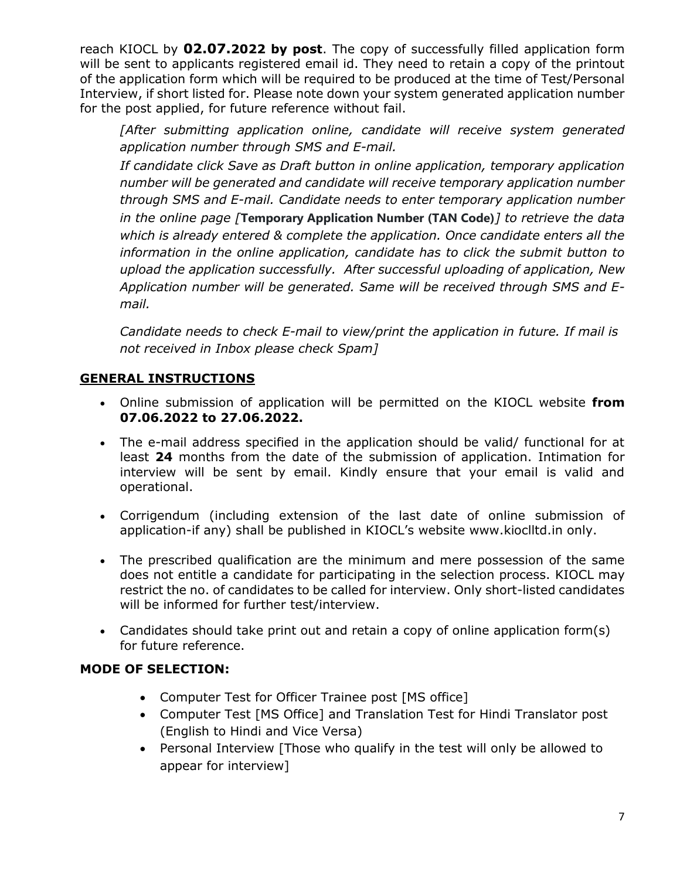reach KIOCL by **02.07.2022 by post**. The copy of successfully filled application form will be sent to applicants registered email id. They need to retain a copy of the printout of the application form which will be required to be produced at the time of Test/Personal Interview, if short listed for. Please note down your system generated application number for the post applied, for future reference without fail.

*[After submitting application online, candidate will receive system generated application number through SMS and E-mail.*

*If candidate click Save as Draft button in online application, temporary application number will be generated and candidate will receive temporary application number through SMS and E-mail. Candidate needs to enter temporary application number in the online page [***Temporary Application Number (TAN Code)***] to retrieve the data which is already entered & complete the application. Once candidate enters all the information in the online application, candidate has to click the submit button to upload the application successfully. After successful uploading of application, New Application number will be generated. Same will be received through SMS and E-mail.*

*Candidate needs to check E-mail to view/print the application in future. If mail is not received in Inbox please check Spam]*

## GENERAL INSTRUCTIONS

- Online submission of application will be permitted on the KIOCL website **from 07.06.2022 to 27.06.2022.**
- The e-mail address specified in the application should be valid/ functional for at least **24** months from the date of the submission of application. Intimation for interview will be sent by email. Kindly ensure that your email is valid and operational.
- Corrigendum (including extension of the last date of online submission of application-if any) shall be published in KIOCL's website www.kioclltd.in only.
- The prescribed qualification are the minimum and mere possession of the same does not entitle a candidate for participating in the selection process. KIOCL may restrict the no. of candidates to be called for interview. Only short-listed candidates will be informed for further test/interview.
- Candidates should take print out and retain a copy of online application form(s) for future reference.

## MODE OF SELECTION:

- Computer Test for Officer Trainee post [MS office]
- Computer Test [MS Office] and Translation Test for Hindi Translator post (English to Hindi and Vice Versa)
- Personal Interview [Those who qualify in the test will only be allowed to appear for interview]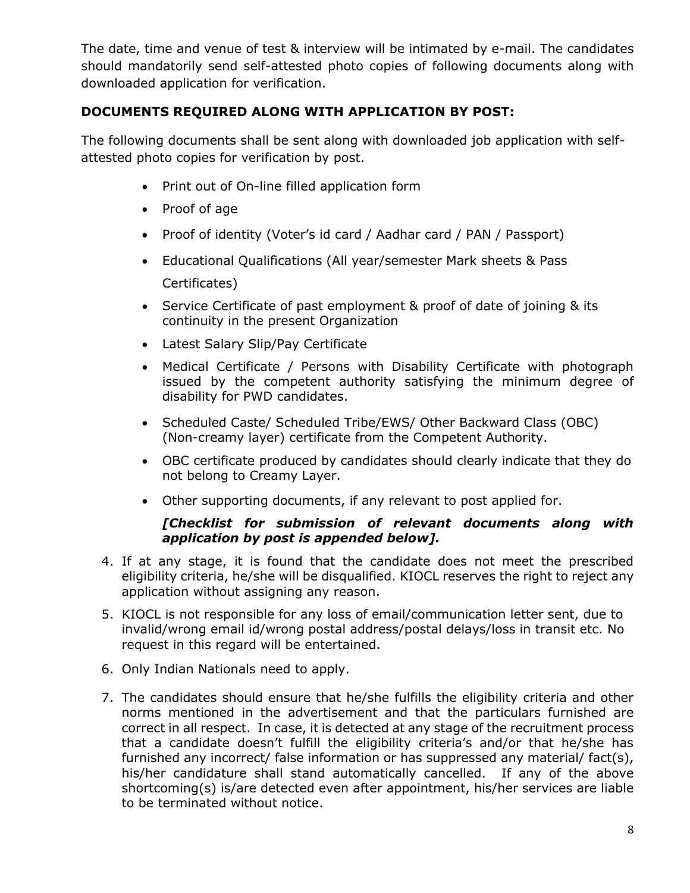The date, time and venue of test & interview will be intimated by e-mail. The candidates should mandatorily send self-attested photo copies of following documents along with downloaded application for verification.

**DOCUMENTS REQUIRED ALONG WITH APPLICATION BY POST:**

The following documents shall be sent along with downloaded job application with self-attested photo copies for verification by post.

- Print out of On-line filled application form
- Proof of age
- Proof of identity (Voter's id card / Aadhar card / PAN / Passport)
- Educational Qualifications (All year/semester Mark sheets & Pass Certificates)
- Service Certificate of past employment & proof of date of joining & its continuity in the present Organization
- Latest Salary Slip/Pay Certificate
- Medical Certificate / Persons with Disability Certificate with photograph issued by the competent authority satisfying the minimum degree of disability for PWD candidates.
- Scheduled Caste/ Scheduled Tribe/EWS/ Other Backward Class (OBC) (Non-creamy layer) certificate from the Competent Authority.
- OBC certificate produced by candidates should clearly indicate that they do not belong to Creamy Layer.
- Other supporting documents, if any relevant to post applied for.

  ***[Checklist for submission of relevant documents along with application by post is appended below].***

4. If at any stage, it is found that the candidate does not meet the prescribed eligibility criteria, he/she will be disqualified. KIOCL reserves the right to reject any application without assigning any reason.
5. KIOCL is not responsible for any loss of email/communication letter sent, due to invalid/wrong email id/wrong postal address/postal delays/loss in transit etc. No request in this regard will be entertained.
6. Only Indian Nationals need to apply.
7. The candidates should ensure that he/she fulfills the eligibility criteria and other norms mentioned in the advertisement and that the particulars furnished are correct in all respect. In case, it is detected at any stage of the recruitment process that a candidate doesn't fulfill the eligibility criteria's and/or that he/she has furnished any incorrect/ false information or has suppressed any material/ fact(s), his/her candidature shall stand automatically cancelled. If any of the above shortcoming(s) is/are detected even after appointment, his/her services are liable to be terminated without notice.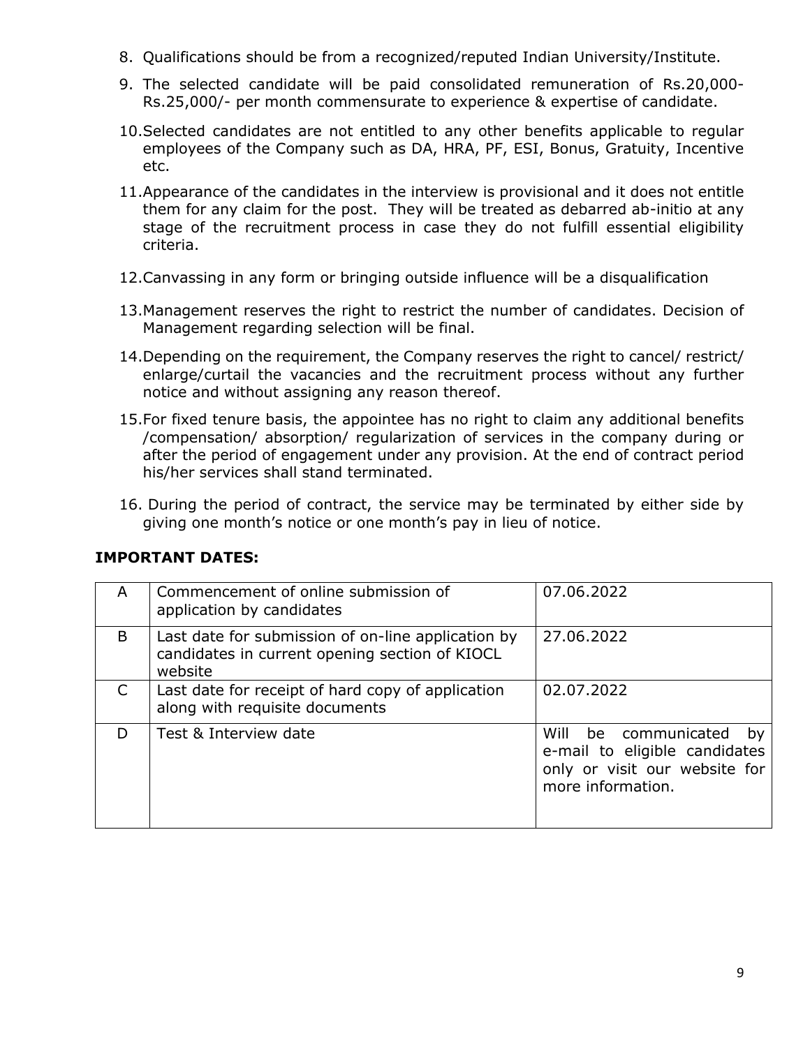8. Qualifications should be from a recognized/reputed Indian University/Institute.
9. The selected candidate will be paid consolidated remuneration of Rs.20,000-Rs.25,000/- per month commensurate to experience & expertise of candidate.
10. Selected candidates are not entitled to any other benefits applicable to regular employees of the Company such as DA, HRA, PF, ESI, Bonus, Gratuity, Incentive etc.
11. Appearance of the candidates in the interview is provisional and it does not entitle them for any claim for the post. They will be treated as debarred ab-initio at any stage of the recruitment process in case they do not fulfill essential eligibility criteria.
12. Canvassing in any form or bringing outside influence will be a disqualification
13. Management reserves the right to restrict the number of candidates. Decision of Management regarding selection will be final.
14. Depending on the requirement, the Company reserves the right to cancel/ restrict/ enlarge/curtail the vacancies and the recruitment process without any further notice and without assigning any reason thereof.
15. For fixed tenure basis, the appointee has no right to claim any additional benefits /compensation/ absorption/ regularization of services in the company during or after the period of engagement under any provision. At the end of contract period his/her services shall stand terminated.
16. During the period of contract, the service may be terminated by either side by giving one month's notice or one month's pay in lieu of notice.

**IMPORTANT DATES:**

| | | |
|---|---|---|
| A | Commencement of online submission of application by candidates | 07.06.2022 |
| B | Last date for submission of on-line application by candidates in current opening section of KIOCL website | 27.06.2022 |
| C | Last date for receipt of hard copy of application along with requisite documents | 02.07.2022 |
| D | Test & Interview date | Will be communicated by e-mail to eligible candidates only or visit our website for more information. |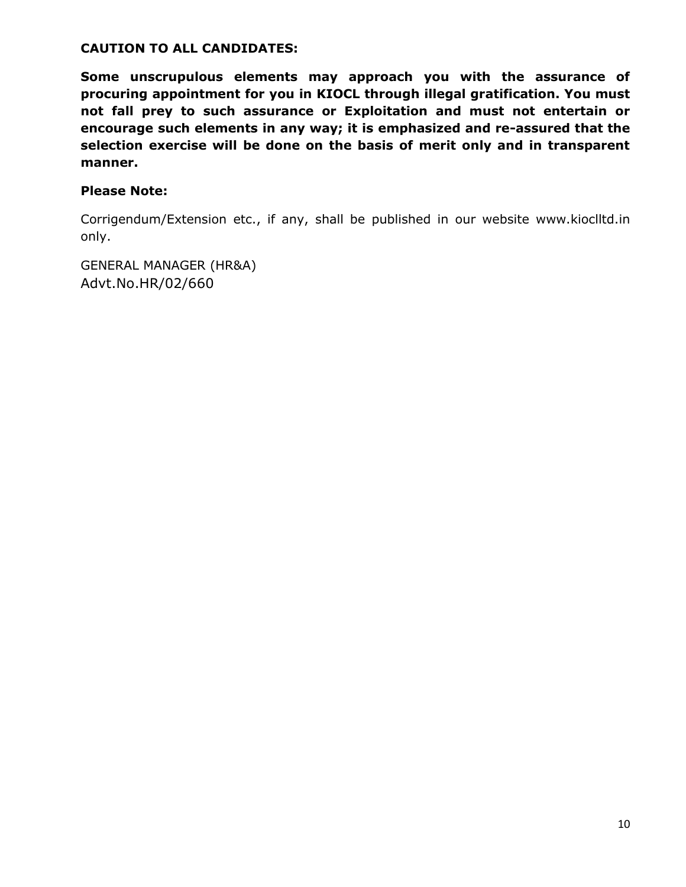**CAUTION TO ALL CANDIDATES:**

**Some unscrupulous elements may approach you with the assurance of procuring appointment for you in KIOCL through illegal gratification. You must not fall prey to such assurance or Exploitation and must not entertain or encourage such elements in any way; it is emphasized and re-assured that the selection exercise will be done on the basis of merit only and in transparent manner.**

**Please Note:**

Corrigendum/Extension etc., if any, shall be published in our website www.kioclltd.in only.

GENERAL MANAGER (HR&A)
Advt.No.HR/02/660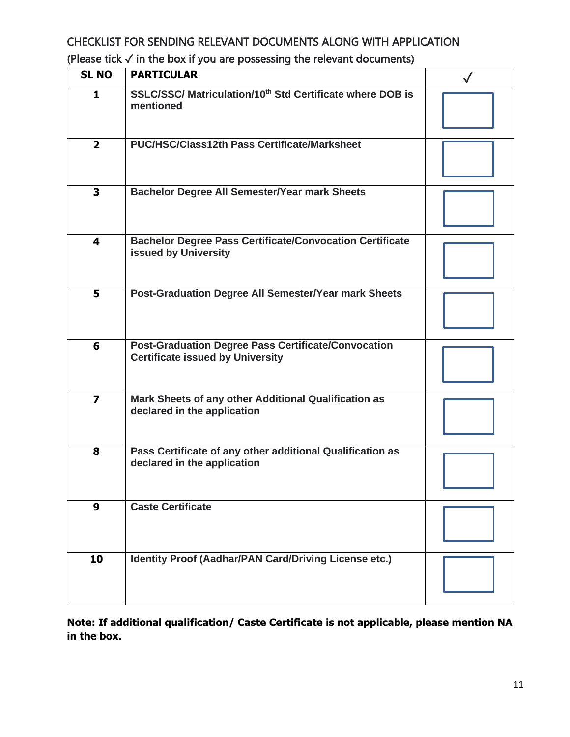CHECKLIST FOR SENDING RELEVANT DOCUMENTS ALONG WITH APPLICATION

(Please tick ✓ in the box if you are possessing the relevant documents)

| SL NO | PARTICULAR | ✓ |
|---|---|---|
| 1 | SSLC/SSC/ Matriculation/10th Std Certificate where DOB is mentioned | |
| 2 | PUC/HSC/Class12th Pass Certificate/Marksheet | |
| 3 | Bachelor Degree All Semester/Year mark Sheets | |
| 4 | Bachelor Degree Pass Certificate/Convocation Certificate issued by University | |
| 5 | Post-Graduation Degree All Semester/Year mark Sheets | |
| 6 | Post-Graduation Degree Pass Certificate/Convocation Certificate issued by University | |
| 7 | Mark Sheets of any other Additional Qualification as declared in the application | |
| 8 | Pass Certificate of any other additional Qualification as declared in the application | |
| 9 | Caste Certificate | |
| 10 | Identity Proof (Aadhar/PAN Card/Driving License etc.) | |

**Note: If additional qualification/ Caste Certificate is not applicable, please mention NA in the box.**